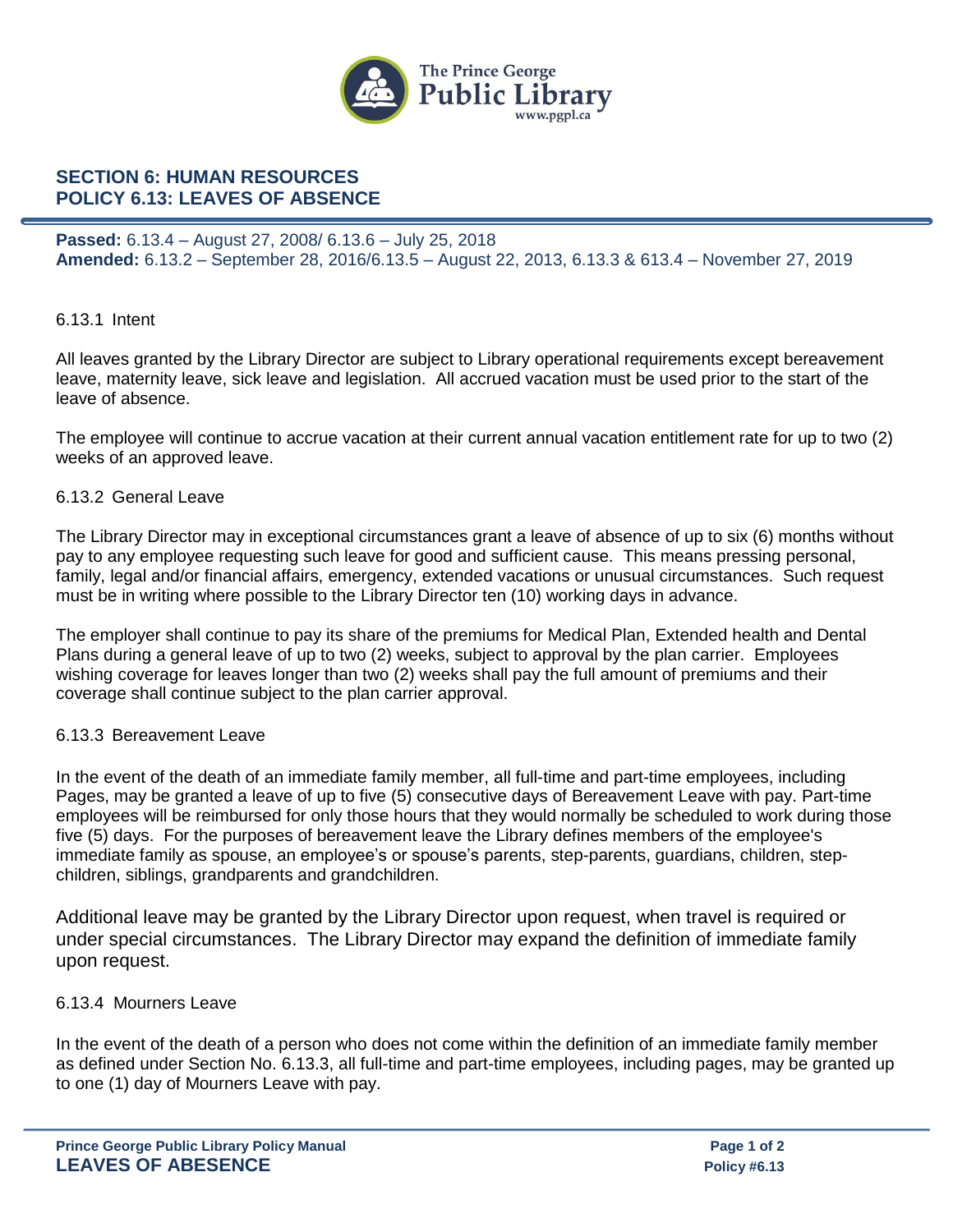## SECTION 6: HUMAN RESOURCES
## POLICY 6.13: LEAVES OF ABSENCE

**Passed:** 6.13.4 – August 27, 2008/ 6.13.6 – July 25, 2018
**Amended:** 6.13.2 – September 28, 2016/6.13.5 – August 22, 2013, 6.13.3 & 613.4 – November 27, 2019

6.13.1 Intent

All leaves granted by the Library Director are subject to Library operational requirements except bereavement leave, maternity leave, sick leave and legislation. All accrued vacation must be used prior to the start of the leave of absence.

The employee will continue to accrue vacation at their current annual vacation entitlement rate for up to two (2) weeks of an approved leave.

6.13.2 General Leave

The Library Director may in exceptional circumstances grant a leave of absence of up to six (6) months without pay to any employee requesting such leave for good and sufficient cause. This means pressing personal, family, legal and/or financial affairs, emergency, extended vacations or unusual circumstances. Such request must be in writing where possible to the Library Director ten (10) working days in advance.

The employer shall continue to pay its share of the premiums for Medical Plan, Extended health and Dental Plans during a general leave of up to two (2) weeks, subject to approval by the plan carrier. Employees wishing coverage for leaves longer than two (2) weeks shall pay the full amount of premiums and their coverage shall continue subject to the plan carrier approval.

6.13.3 Bereavement Leave

In the event of the death of an immediate family member, all full-time and part-time employees, including Pages, may be granted a leave of up to five (5) consecutive days of Bereavement Leave with pay. Part-time employees will be reimbursed for only those hours that they would normally be scheduled to work during those five (5) days. For the purposes of bereavement leave the Library defines members of the employee's immediate family as spouse, an employee's or spouse's parents, step-parents, guardians, children, step-children, siblings, grandparents and grandchildren.

Additional leave may be granted by the Library Director upon request, when travel is required or under special circumstances. The Library Director may expand the definition of immediate family upon request.

6.13.4 Mourners Leave

In the event of the death of a person who does not come within the definition of an immediate family member as defined under Section No. 6.13.3, all full-time and part-time employees, including pages, may be granted up to one (1) day of Mourners Leave with pay.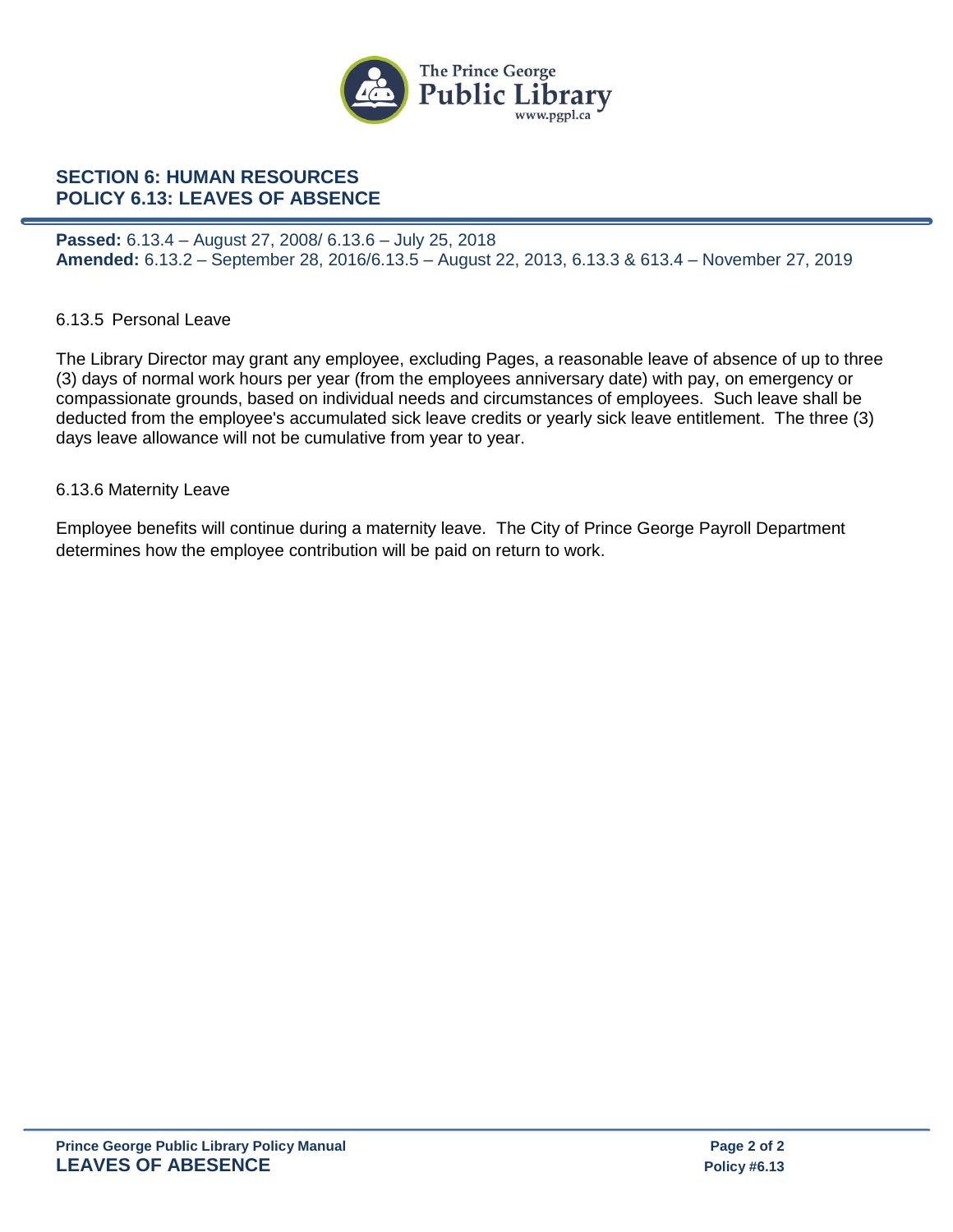## SECTION 6: HUMAN RESOURCES
## POLICY 6.13: LEAVES OF ABSENCE

**Passed:** 6.13.4 – August 27, 2008/ 6.13.6 – July 25, 2018
**Amended:** 6.13.2 – September 28, 2016/6.13.5 – August 22, 2013, 6.13.3 & 613.4 – November 27, 2019

6.13.5 Personal Leave

The Library Director may grant any employee, excluding Pages, a reasonable leave of absence of up to three (3) days of normal work hours per year (from the employees anniversary date) with pay, on emergency or compassionate grounds, based on individual needs and circumstances of employees. Such leave shall be deducted from the employee's accumulated sick leave credits or yearly sick leave entitlement. The three (3) days leave allowance will not be cumulative from year to year.

6.13.6 Maternity Leave

Employee benefits will continue during a maternity leave. The City of Prince George Payroll Department determines how the employee contribution will be paid on return to work.